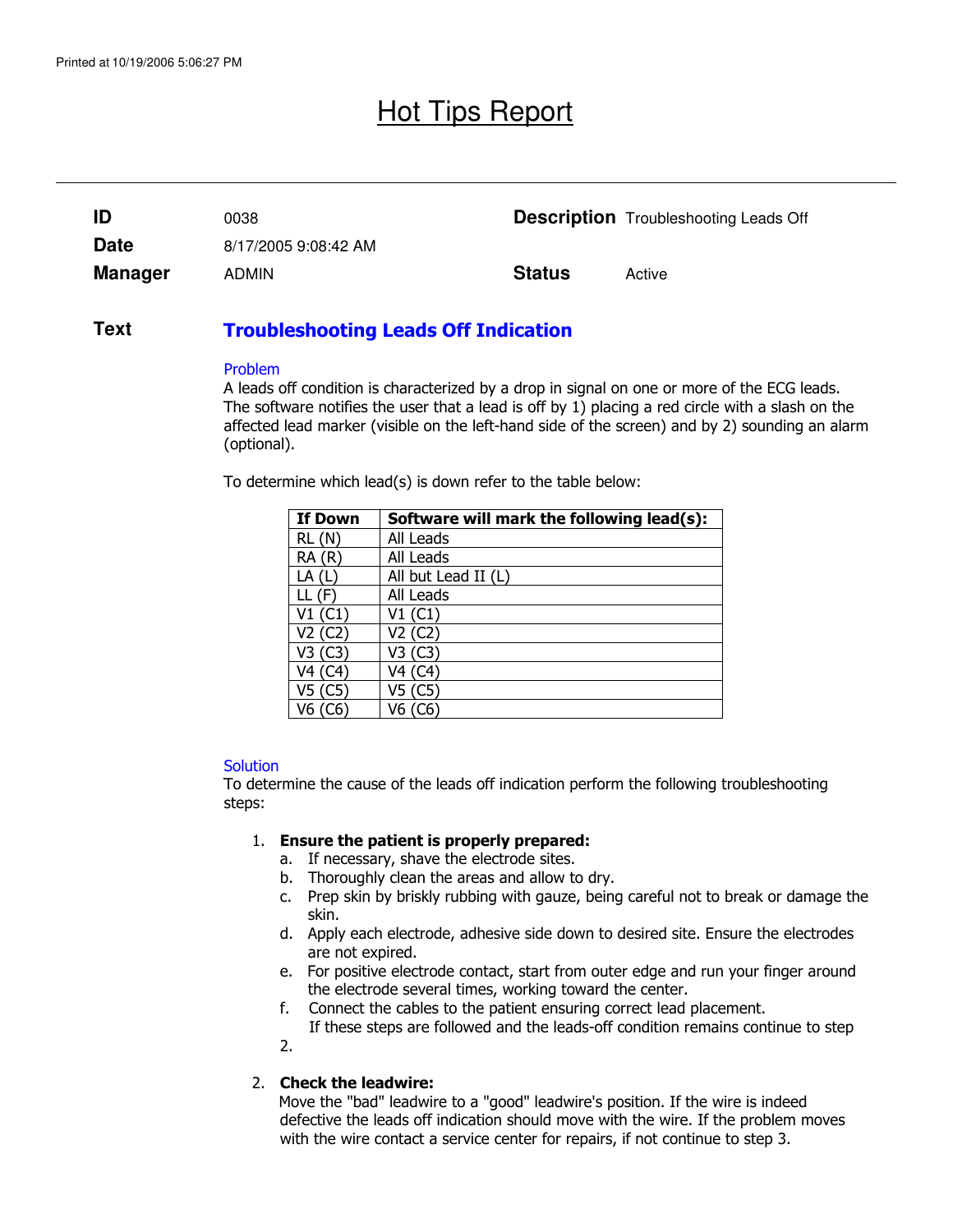# Hot Tips Report

| | | | |
|---|---|---|---|
| **ID** | 0038 | **Description** | Troubleshooting Leads Off |
| **Date** | 8/17/2005 9:08:42 AM | | |
| **Manager** | ADMIN | **Status** | Active |

**Text**

## Troubleshooting Leads Off Indication

### Problem

A leads off condition is characterized by a drop in signal on one or more of the ECG leads. The software notifies the user that a lead is off by 1) placing a red circle with a slash on the affected lead marker (visible on the left-hand side of the screen) and by 2) sounding an alarm (optional).

To determine which lead(s) is down refer to the table below:

| If Down | Software will mark the following lead(s): |
|---|---|
| RL (N) | All Leads |
| RA (R) | All Leads |
| LA (L) | All but Lead II (L) |
| LL (F) | All Leads |
| V1 (C1) | V1 (C1) |
| V2 (C2) | V2 (C2) |
| V3 (C3) | V3 (C3) |
| V4 (C4) | V4 (C4) |
| V5 (C5) | V5 (C5) |
| V6 (C6) | V6 (C6) |

### Solution

To determine the cause of the leads off indication perform the following troubleshooting steps:

1. **Ensure the patient is properly prepared:**
   a. If necessary, shave the electrode sites.
   b. Thoroughly clean the areas and allow to dry.
   c. Prep skin by briskly rubbing with gauze, being careful not to break or damage the skin.
   d. Apply each electrode, adhesive side down to desired site. Ensure the electrodes are not expired.
   e. For positive electrode contact, start from outer edge and run your finger around the electrode several times, working toward the center.
   f. Connect the cables to the patient ensuring correct lead placement.
   If these steps are followed and the leads-off condition remains continue to step 2.

2. **Check the leadwire:**
   Move the "bad" leadwire to a "good" leadwire's position. If the wire is indeed defective the leads off indication should move with the wire. If the problem moves with the wire contact a service center for repairs, if not continue to step 3.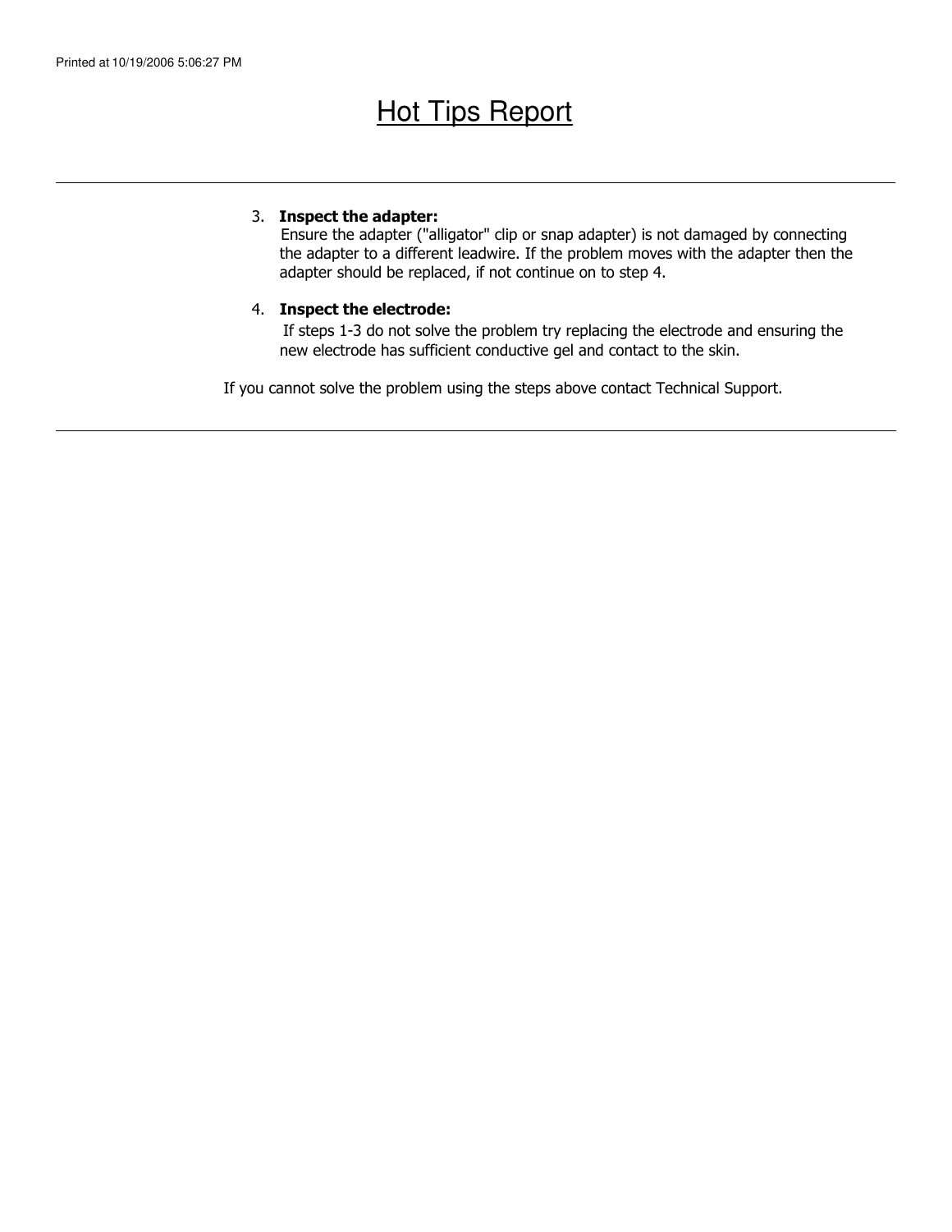# Hot Tips Report

3. **Inspect the adapter:**
   Ensure the adapter ("alligator" clip or snap adapter) is not damaged by connecting the adapter to a different leadwire. If the problem moves with the adapter then the adapter should be replaced, if not continue on to step 4.

4. **Inspect the electrode:**
   If steps 1-3 do not solve the problem try replacing the electrode and ensuring the new electrode has sufficient conductive gel and contact to the skin.

If you cannot solve the problem using the steps above contact Technical Support.